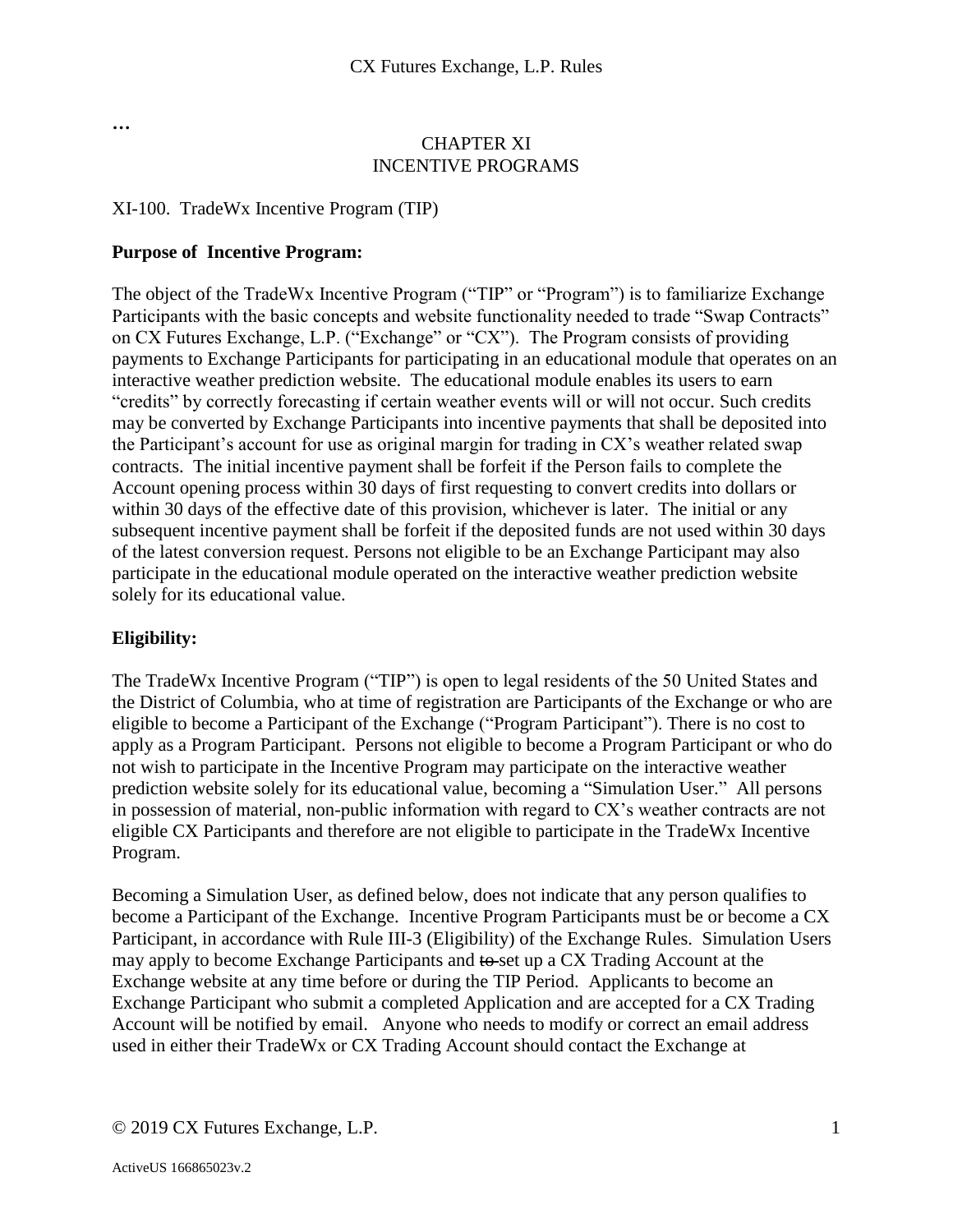...

## CHAPTER XI
## INCENTIVE PROGRAMS

XI-100. TradeWx Incentive Program (TIP)

**Purpose of Incentive Program:**

The object of the TradeWx Incentive Program ("TIP" or "Program") is to familiarize Exchange Participants with the basic concepts and website functionality needed to trade "Swap Contracts" on CX Futures Exchange, L.P. ("Exchange" or "CX"). The Program consists of providing payments to Exchange Participants for participating in an educational module that operates on an interactive weather prediction website. The educational module enables its users to earn "credits" by correctly forecasting if certain weather events will or will not occur. Such credits may be converted by Exchange Participants into incentive payments that shall be deposited into the Participant's account for use as original margin for trading in CX's weather related swap contracts. The initial incentive payment shall be forfeit if the Person fails to complete the Account opening process within 30 days of first requesting to convert credits into dollars or within 30 days of the effective date of this provision, whichever is later. The initial or any subsequent incentive payment shall be forfeit if the deposited funds are not used within 30 days of the latest conversion request. Persons not eligible to be an Exchange Participant may also participate in the educational module operated on the interactive weather prediction website solely for its educational value.

**Eligibility:**

The TradeWx Incentive Program ("TIP") is open to legal residents of the 50 United States and the District of Columbia, who at time of registration are Participants of the Exchange or who are eligible to become a Participant of the Exchange ("Program Participant"). There is no cost to apply as a Program Participant. Persons not eligible to become a Program Participant or who do not wish to participate in the Incentive Program may participate on the interactive weather prediction website solely for its educational value, becoming a "Simulation User." All persons in possession of material, non-public information with regard to CX's weather contracts are not eligible CX Participants and therefore are not eligible to participate in the TradeWx Incentive Program.

Becoming a Simulation User, as defined below, does not indicate that any person qualifies to become a Participant of the Exchange. Incentive Program Participants must be or become a CX Participant, in accordance with Rule III-3 (Eligibility) of the Exchange Rules. Simulation Users may apply to become Exchange Participants and ~~to~~ set up a CX Trading Account at the Exchange website at any time before or during the TIP Period. Applicants to become an Exchange Participant who submit a completed Application and are accepted for a CX Trading Account will be notified by email. Anyone who needs to modify or correct an email address used in either their TradeWx or CX Trading Account should contact the Exchange at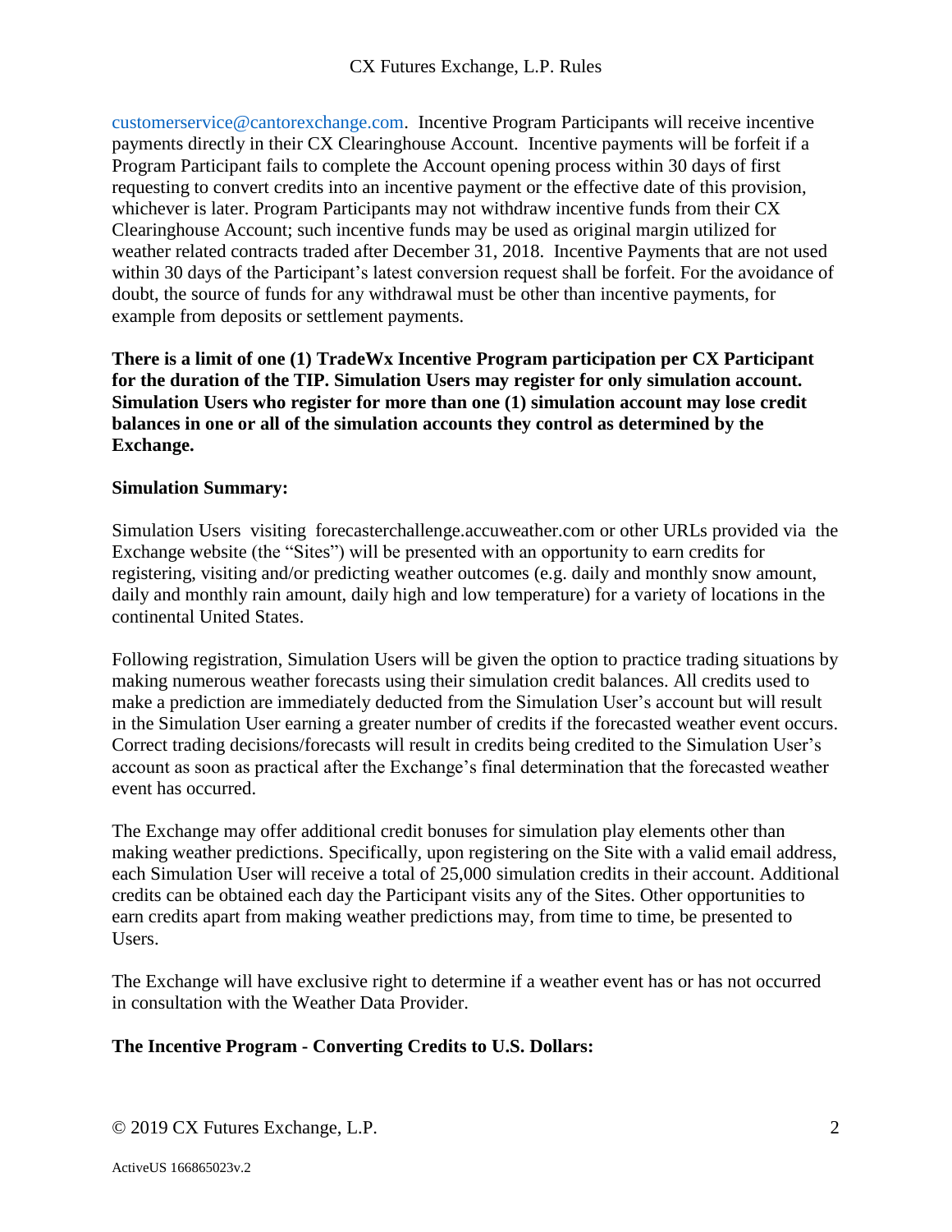customerservice@cantorexchange.com. Incentive Program Participants will receive incentive payments directly in their CX Clearinghouse Account. Incentive payments will be forfeit if a Program Participant fails to complete the Account opening process within 30 days of first requesting to convert credits into an incentive payment or the effective date of this provision, whichever is later. Program Participants may not withdraw incentive funds from their CX Clearinghouse Account; such incentive funds may be used as original margin utilized for weather related contracts traded after December 31, 2018. Incentive Payments that are not used within 30 days of the Participant's latest conversion request shall be forfeit. For the avoidance of doubt, the source of funds for any withdrawal must be other than incentive payments, for example from deposits or settlement payments.

**There is a limit of one (1) TradeWx Incentive Program participation per CX Participant for the duration of the TIP. Simulation Users may register for only simulation account. Simulation Users who register for more than one (1) simulation account may lose credit balances in one or all of the simulation accounts they control as determined by the Exchange.**

**Simulation Summary:**

Simulation Users visiting forecasterchallenge.accuweather.com or other URLs provided via the Exchange website (the "Sites") will be presented with an opportunity to earn credits for registering, visiting and/or predicting weather outcomes (e.g. daily and monthly snow amount, daily and monthly rain amount, daily high and low temperature) for a variety of locations in the continental United States.

Following registration, Simulation Users will be given the option to practice trading situations by making numerous weather forecasts using their simulation credit balances. All credits used to make a prediction are immediately deducted from the Simulation User's account but will result in the Simulation User earning a greater number of credits if the forecasted weather event occurs. Correct trading decisions/forecasts will result in credits being credited to the Simulation User's account as soon as practical after the Exchange's final determination that the forecasted weather event has occurred.

The Exchange may offer additional credit bonuses for simulation play elements other than making weather predictions. Specifically, upon registering on the Site with a valid email address, each Simulation User will receive a total of 25,000 simulation credits in their account. Additional credits can be obtained each day the Participant visits any of the Sites. Other opportunities to earn credits apart from making weather predictions may, from time to time, be presented to Users.

The Exchange will have exclusive right to determine if a weather event has or has not occurred in consultation with the Weather Data Provider.

**The Incentive Program - Converting Credits to U.S. Dollars:**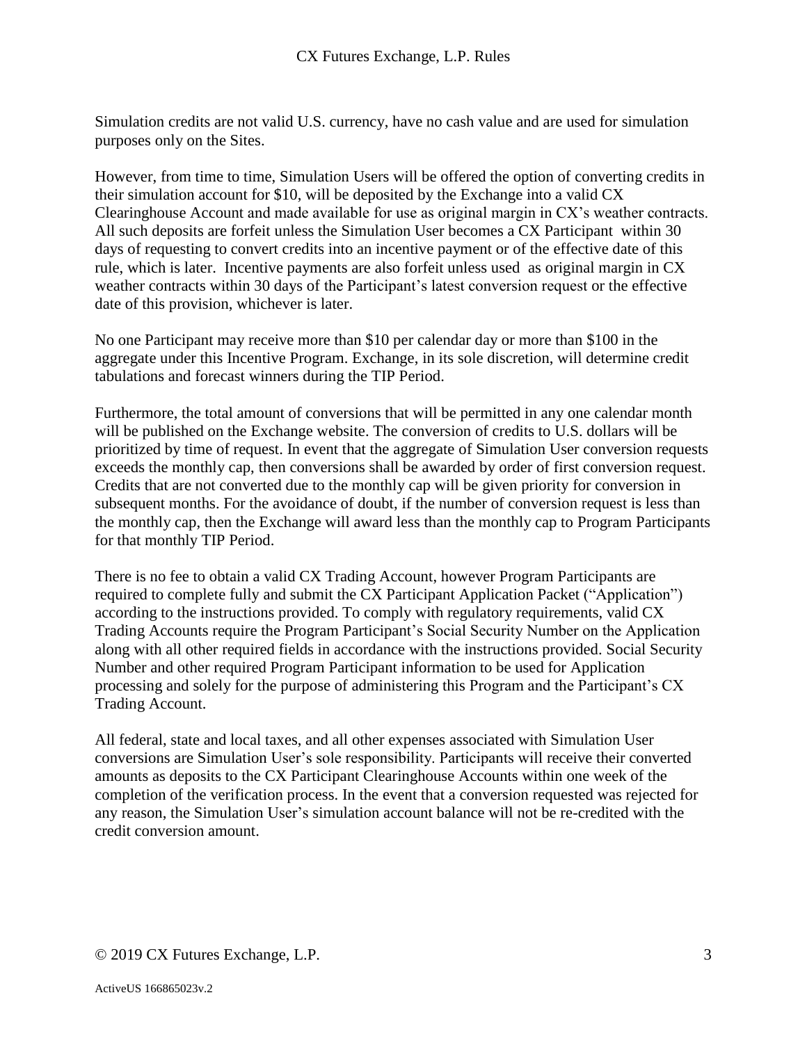Simulation credits are not valid U.S. currency, have no cash value and are used for simulation purposes only on the Sites.

However, from time to time, Simulation Users will be offered the option of converting credits in their simulation account for $10, will be deposited by the Exchange into a valid CX Clearinghouse Account and made available for use as original margin in CX's weather contracts. All such deposits are forfeit unless the Simulation User becomes a CX Participant within 30 days of requesting to convert credits into an incentive payment or of the effective date of this rule, which is later. Incentive payments are also forfeit unless used as original margin in CX weather contracts within 30 days of the Participant's latest conversion request or the effective date of this provision, whichever is later.

No one Participant may receive more than $10 per calendar day or more than $100 in the aggregate under this Incentive Program. Exchange, in its sole discretion, will determine credit tabulations and forecast winners during the TIP Period.

Furthermore, the total amount of conversions that will be permitted in any one calendar month will be published on the Exchange website. The conversion of credits to U.S. dollars will be prioritized by time of request. In event that the aggregate of Simulation User conversion requests exceeds the monthly cap, then conversions shall be awarded by order of first conversion request. Credits that are not converted due to the monthly cap will be given priority for conversion in subsequent months. For the avoidance of doubt, if the number of conversion request is less than the monthly cap, then the Exchange will award less than the monthly cap to Program Participants for that monthly TIP Period.

There is no fee to obtain a valid CX Trading Account, however Program Participants are required to complete fully and submit the CX Participant Application Packet ("Application") according to the instructions provided. To comply with regulatory requirements, valid CX Trading Accounts require the Program Participant's Social Security Number on the Application along with all other required fields in accordance with the instructions provided. Social Security Number and other required Program Participant information to be used for Application processing and solely for the purpose of administering this Program and the Participant's CX Trading Account.

All federal, state and local taxes, and all other expenses associated with Simulation User conversions are Simulation User's sole responsibility. Participants will receive their converted amounts as deposits to the CX Participant Clearinghouse Accounts within one week of the completion of the verification process. In the event that a conversion requested was rejected for any reason, the Simulation User's simulation account balance will not be re-credited with the credit conversion amount.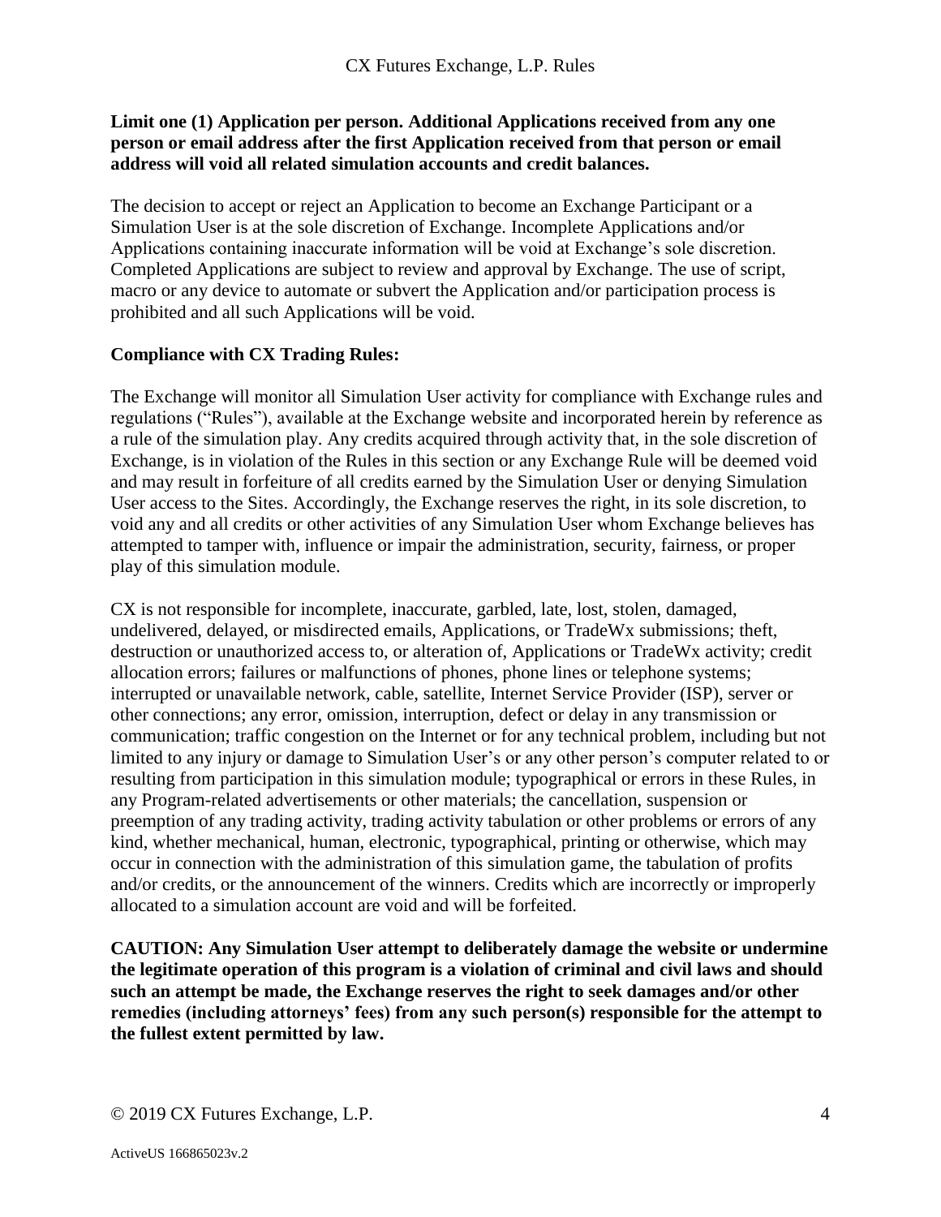**Limit one (1) Application per person. Additional Applications received from any one person or email address after the first Application received from that person or email address will void all related simulation accounts and credit balances.**

The decision to accept or reject an Application to become an Exchange Participant or a Simulation User is at the sole discretion of Exchange. Incomplete Applications and/or Applications containing inaccurate information will be void at Exchange's sole discretion. Completed Applications are subject to review and approval by Exchange. The use of script, macro or any device to automate or subvert the Application and/or participation process is prohibited and all such Applications will be void.

**Compliance with CX Trading Rules:**

The Exchange will monitor all Simulation User activity for compliance with Exchange rules and regulations ("Rules"), available at the Exchange website and incorporated herein by reference as a rule of the simulation play. Any credits acquired through activity that, in the sole discretion of Exchange, is in violation of the Rules in this section or any Exchange Rule will be deemed void and may result in forfeiture of all credits earned by the Simulation User or denying Simulation User access to the Sites. Accordingly, the Exchange reserves the right, in its sole discretion, to void any and all credits or other activities of any Simulation User whom Exchange believes has attempted to tamper with, influence or impair the administration, security, fairness, or proper play of this simulation module.

CX is not responsible for incomplete, inaccurate, garbled, late, lost, stolen, damaged, undelivered, delayed, or misdirected emails, Applications, or TradeWx submissions; theft, destruction or unauthorized access to, or alteration of, Applications or TradeWx activity; credit allocation errors; failures or malfunctions of phones, phone lines or telephone systems; interrupted or unavailable network, cable, satellite, Internet Service Provider (ISP), server or other connections; any error, omission, interruption, defect or delay in any transmission or communication; traffic congestion on the Internet or for any technical problem, including but not limited to any injury or damage to Simulation User's or any other person's computer related to or resulting from participation in this simulation module; typographical or errors in these Rules, in any Program-related advertisements or other materials; the cancellation, suspension or preemption of any trading activity, trading activity tabulation or other problems or errors of any kind, whether mechanical, human, electronic, typographical, printing or otherwise, which may occur in connection with the administration of this simulation game, the tabulation of profits and/or credits, or the announcement of the winners. Credits which are incorrectly or improperly allocated to a simulation account are void and will be forfeited.

**CAUTION: Any Simulation User attempt to deliberately damage the website or undermine the legitimate operation of this program is a violation of criminal and civil laws and should such an attempt be made, the Exchange reserves the right to seek damages and/or other remedies (including attorneys' fees) from any such person(s) responsible for the attempt to the fullest extent permitted by law.**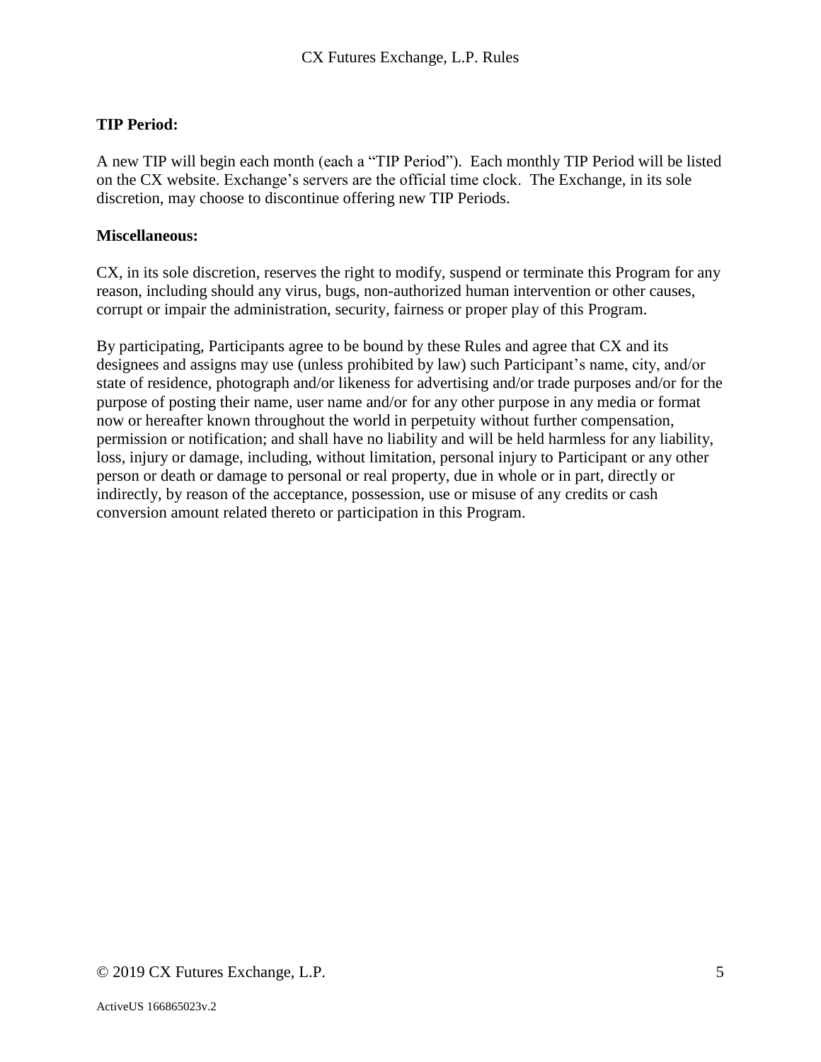**TIP Period:**

A new TIP will begin each month (each a "TIP Period"). Each monthly TIP Period will be listed on the CX website. Exchange's servers are the official time clock. The Exchange, in its sole discretion, may choose to discontinue offering new TIP Periods.

**Miscellaneous:**

CX, in its sole discretion, reserves the right to modify, suspend or terminate this Program for any reason, including should any virus, bugs, non-authorized human intervention or other causes, corrupt or impair the administration, security, fairness or proper play of this Program.

By participating, Participants agree to be bound by these Rules and agree that CX and its designees and assigns may use (unless prohibited by law) such Participant's name, city, and/or state of residence, photograph and/or likeness for advertising and/or trade purposes and/or for the purpose of posting their name, user name and/or for any other purpose in any media or format now or hereafter known throughout the world in perpetuity without further compensation, permission or notification; and shall have no liability and will be held harmless for any liability, loss, injury or damage, including, without limitation, personal injury to Participant or any other person or death or damage to personal or real property, due in whole or in part, directly or indirectly, by reason of the acceptance, possession, use or misuse of any credits or cash conversion amount related thereto or participation in this Program.